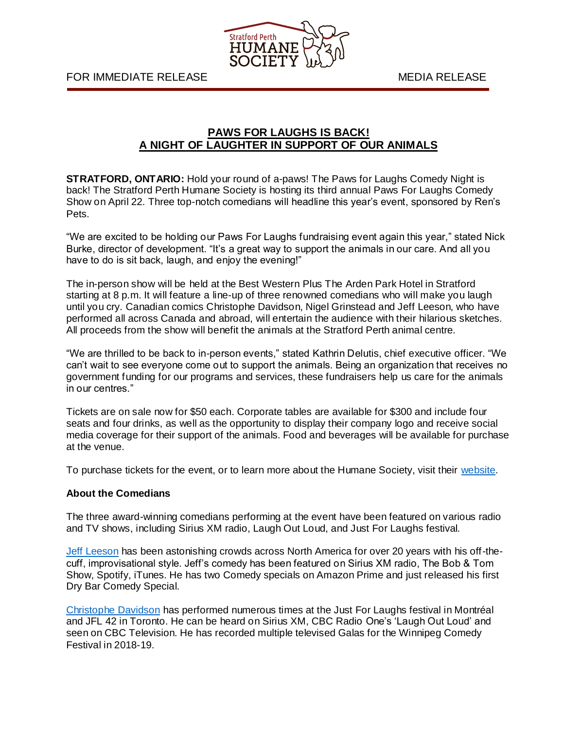FOR IMMEDIATE RELEASE MEDIA RELEASE

## PAWS FOR LAUGHS IS BACK!
## A NIGHT OF LAUGHTER IN SUPPORT OF OUR ANIMALS

**STRATFORD, ONTARIO:** Hold your round of a-paws! The Paws for Laughs Comedy Night is back! The Stratford Perth Humane Society is hosting its third annual Paws For Laughs Comedy Show on April 22. Three top-notch comedians will headline this year's event, sponsored by Ren's Pets.

"We are excited to be holding our Paws For Laughs fundraising event again this year," stated Nick Burke, director of development. "It's a great way to support the animals in our care. And all you have to do is sit back, laugh, and enjoy the evening!"

The in-person show will be held at the Best Western Plus The Arden Park Hotel in Stratford starting at 8 p.m. It will feature a line-up of three renowned comedians who will make you laugh until you cry. Canadian comics Christophe Davidson, Nigel Grinstead and Jeff Leeson, who have performed all across Canada and abroad, will entertain the audience with their hilarious sketches. All proceeds from the show will benefit the animals at the Stratford Perth animal centre.

"We are thrilled to be back to in-person events," stated Kathrin Delutis, chief executive officer. "We can't wait to see everyone come out to support the animals. Being an organization that receives no government funding for our programs and services, these fundraisers help us care for the animals in our centres."

Tickets are on sale now for $50 each. Corporate tables are available for $300 and include four seats and four drinks, as well as the opportunity to display their company logo and receive social media coverage for their support of the animals. Food and beverages will be available for purchase at the venue.

To purchase tickets for the event, or to learn more about the Humane Society, visit their website.

**About the Comedians**

The three award-winning comedians performing at the event have been featured on various radio and TV shows, including Sirius XM radio, Laugh Out Loud, and Just For Laughs festival.

Jeff Leeson has been astonishing crowds across North America for over 20 years with his off-the-cuff, improvisational style. Jeff's comedy has been featured on Sirius XM radio, The Bob & Tom Show, Spotify, iTunes. He has two Comedy specials on Amazon Prime and just released his first Dry Bar Comedy Special.

Christophe Davidson has performed numerous times at the Just For Laughs festival in Montréal and JFL 42 in Toronto. He can be heard on Sirius XM, CBC Radio One's 'Laugh Out Loud' and seen on CBC Television. He has recorded multiple televised Galas for the Winnipeg Comedy Festival in 2018-19.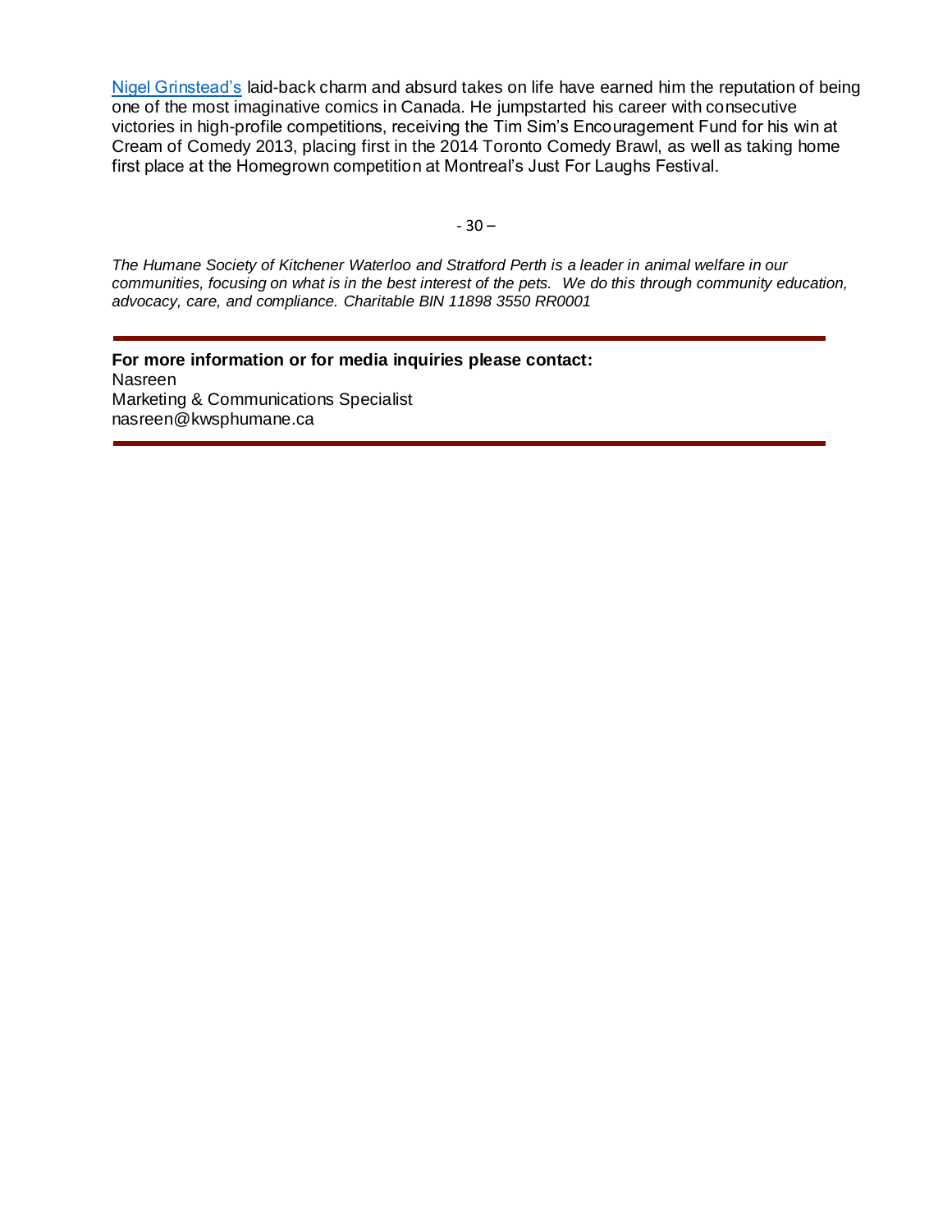Nigel Grinstead's laid-back charm and absurd takes on life have earned him the reputation of being one of the most imaginative comics in Canada. He jumpstarted his career with consecutive victories in high-profile competitions, receiving the Tim Sim's Encouragement Fund for his win at Cream of Comedy 2013, placing first in the 2014 Toronto Comedy Brawl, as well as taking home first place at the Homegrown competition at Montreal's Just For Laughs Festival.

- 30 –

*The Humane Society of Kitchener Waterloo and Stratford Perth is a leader in animal welfare in our communities, focusing on what is in the best interest of the pets. We do this through community education, advocacy, care, and compliance. Charitable BIN 11898 3550 RR0001*

---

**For more information or for media inquiries please contact:**
Nasreen
Marketing & Communications Specialist
nasreen@kwsphumane.ca

---